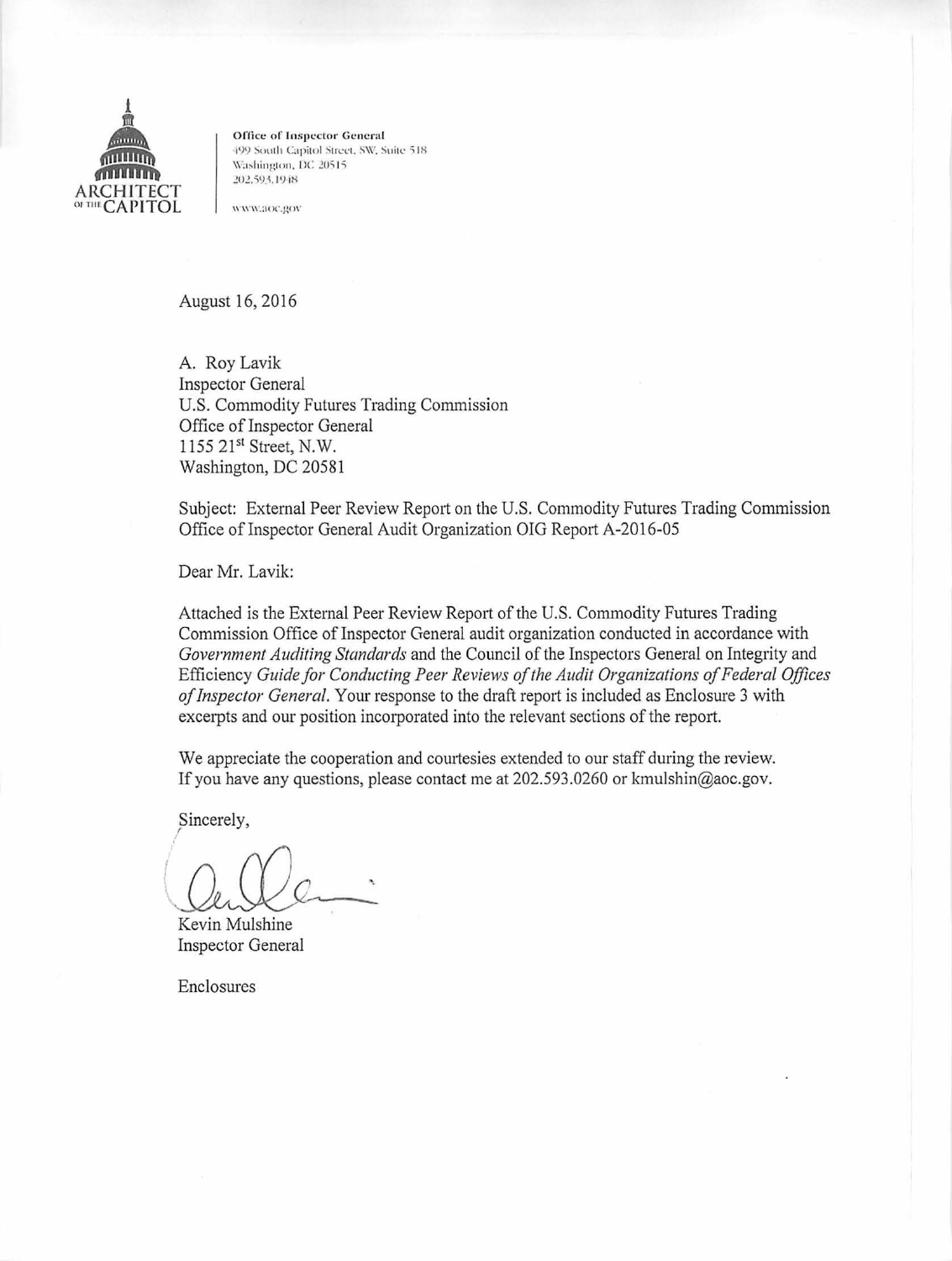ARCHITECT OF THE CAPITOL

**Office of Inspector General**
499 South Capitol Street, SW, Suite 518
Washington, DC 20515
202.593.1948

www.aoc.gov

August 16, 2016

A. Roy Lavik
Inspector General
U.S. Commodity Futures Trading Commission
Office of Inspector General
1155 21st Street, N.W.
Washington, DC 20581

Subject: External Peer Review Report on the U.S. Commodity Futures Trading Commission Office of Inspector General Audit Organization OIG Report A-2016-05

Dear Mr. Lavik:

Attached is the External Peer Review Report of the U.S. Commodity Futures Trading Commission Office of Inspector General audit organization conducted in accordance with *Government Auditing Standards* and the Council of the Inspectors General on Integrity and Efficiency *Guide for Conducting Peer Reviews of the Audit Organizations of Federal Offices of Inspector General*. Your response to the draft report is included as Enclosure 3 with excerpts and our position incorporated into the relevant sections of the report.

We appreciate the cooperation and courtesies extended to our staff during the review. If you have any questions, please contact me at 202.593.0260 or kmulshin@aoc.gov.

Sincerely,

Kevin Mulshine
Inspector General

Enclosures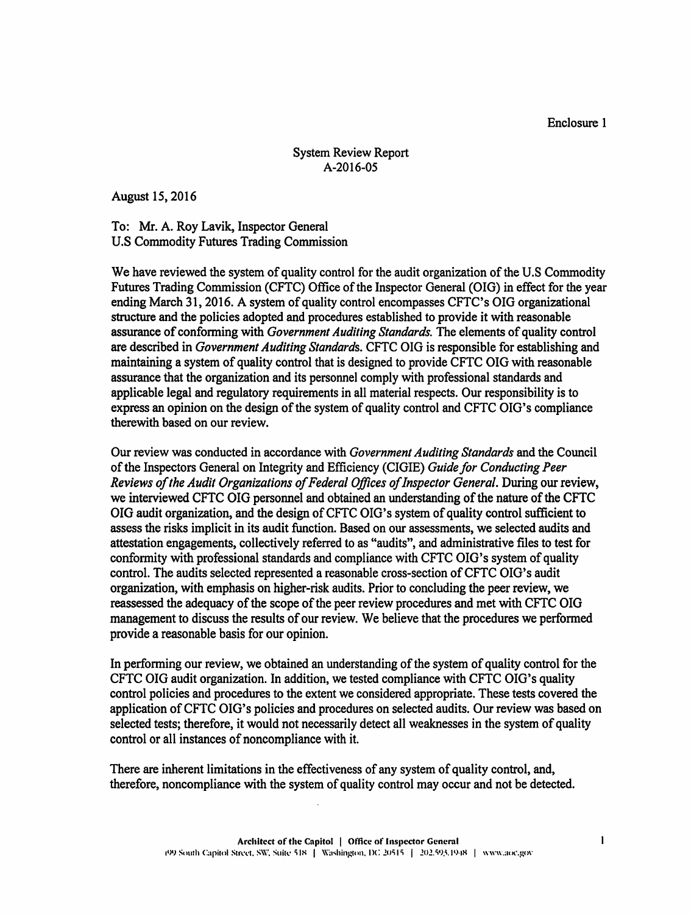Enclosure 1

System Review Report
A-2016-05

August 15, 2016

To: Mr. A. Roy Lavik, Inspector General
U.S Commodity Futures Trading Commission

We have reviewed the system of quality control for the audit organization of the U.S Commodity Futures Trading Commission (CFTC) Office of the Inspector General (OIG) in effect for the year ending March 31, 2016. A system of quality control encompasses CFTC's OIG organizational structure and the policies adopted and procedures established to provide it with reasonable assurance of conforming with *Government Auditing Standards.* The elements of quality control are described in *Government Auditing Standards*. CFTC OIG is responsible for establishing and maintaining a system of quality control that is designed to provide CFTC OIG with reasonable assurance that the organization and its personnel comply with professional standards and applicable legal and regulatory requirements in all material respects. Our responsibility is to express an opinion on the design of the system of quality control and CFTC OIG's compliance therewith based on our review.

Our review was conducted in accordance with *Government Auditing Standards* and the Council of the Inspectors General on Integrity and Efficiency (CIGIE) *Guide for Conducting Peer Reviews of the Audit Organizations of Federal Offices of Inspector General*. During our review, we interviewed CFTC OIG personnel and obtained an understanding of the nature of the CFTC OIG audit organization, and the design of CFTC OIG's system of quality control sufficient to assess the risks implicit in its audit function. Based on our assessments, we selected audits and attestation engagements, collectively referred to as "audits", and administrative files to test for conformity with professional standards and compliance with CFTC OIG's system of quality control. The audits selected represented a reasonable cross-section of CFTC OIG's audit organization, with emphasis on higher-risk audits. Prior to concluding the peer review, we reassessed the adequacy of the scope of the peer review procedures and met with CFTC OIG management to discuss the results of our review. We believe that the procedures we performed provide a reasonable basis for our opinion.

In performing our review, we obtained an understanding of the system of quality control for the CFTC OIG audit organization. In addition, we tested compliance with CFTC OIG's quality control policies and procedures to the extent we considered appropriate. These tests covered the application of CFTC OIG's policies and procedures on selected audits. Our review was based on selected tests; therefore, it would not necessarily detect all weaknesses in the system of quality control or all instances of noncompliance with it.

There are inherent limitations in the effectiveness of any system of quality control, and, therefore, noncompliance with the system of quality control may occur and not be detected.

**Architect of the Capitol | Office of Inspector General**
199 South Capitol Street, SW, Suite 518 | Washington, DC 20515 | 202.593.1948 | www.aoc.gov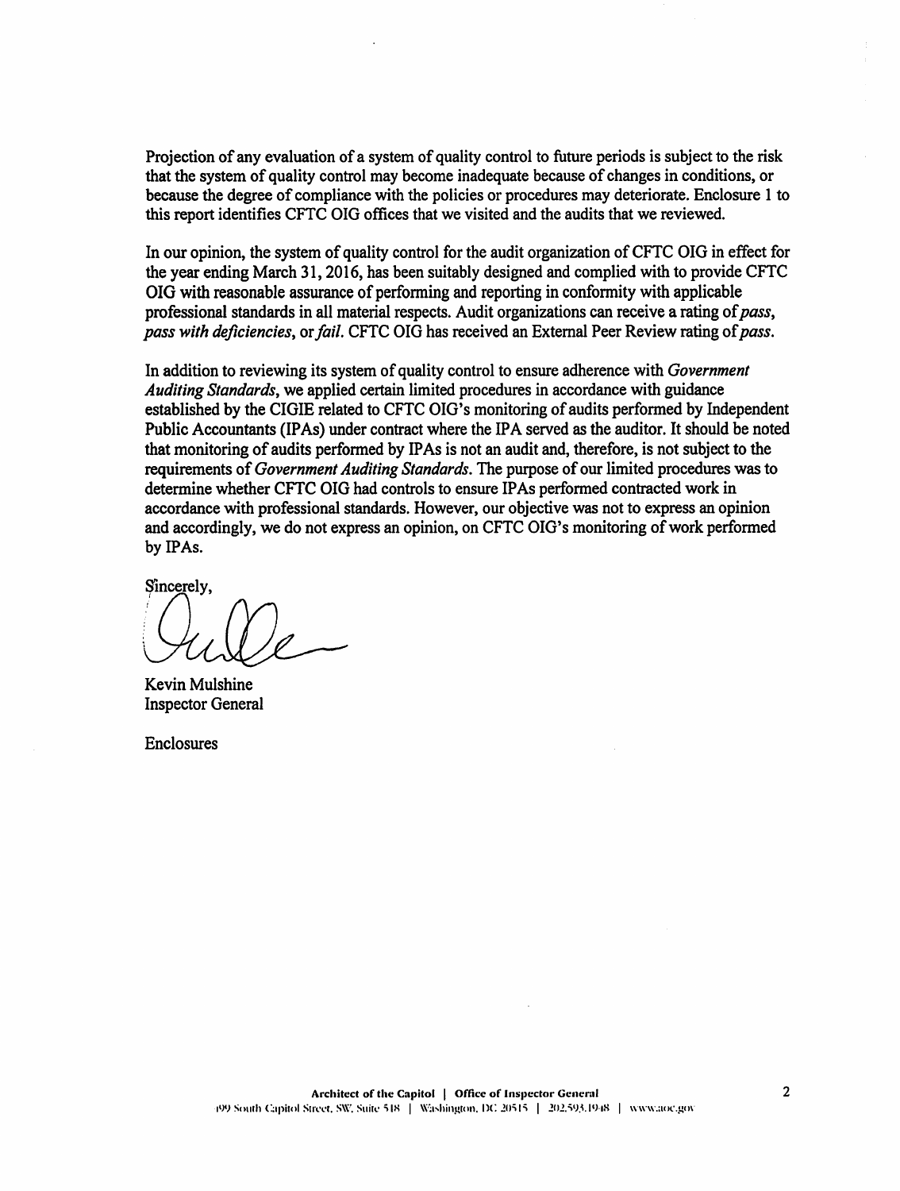Projection of any evaluation of a system of quality control to future periods is subject to the risk that the system of quality control may become inadequate because of changes in conditions, or because the degree of compliance with the policies or procedures may deteriorate. Enclosure 1 to this report identifies CFTC OIG offices that we visited and the audits that we reviewed.

In our opinion, the system of quality control for the audit organization of CFTC OIG in effect for the year ending March 31, 2016, has been suitably designed and complied with to provide CFTC OIG with reasonable assurance of performing and reporting in conformity with applicable professional standards in all material respects. Audit organizations can receive a rating of *pass*, *pass with deficiencies*, or *fail*. CFTC OIG has received an External Peer Review rating of *pass*.

In addition to reviewing its system of quality control to ensure adherence with *Government Auditing Standards*, we applied certain limited procedures in accordance with guidance established by the CIGIE related to CFTC OIG's monitoring of audits performed by Independent Public Accountants (IPAs) under contract where the IPA served as the auditor. It should be noted that monitoring of audits performed by IPAs is not an audit and, therefore, is not subject to the requirements of *Government Auditing Standards*. The purpose of our limited procedures was to determine whether CFTC OIG had controls to ensure IPAs performed contracted work in accordance with professional standards. However, our objective was not to express an opinion and accordingly, we do not express an opinion, on CFTC OIG's monitoring of work performed by IPAs.

Sincerely,

Kevin Mulshine
Inspector General

Enclosures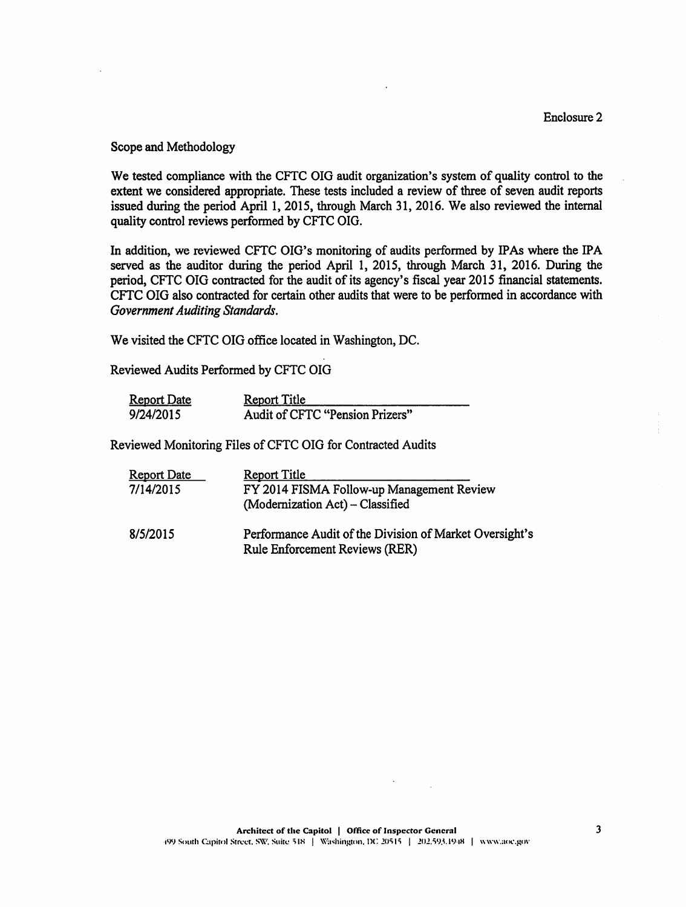Enclosure 2

Scope and Methodology

We tested compliance with the CFTC OIG audit organization's system of quality control to the extent we considered appropriate. These tests included a review of three of seven audit reports issued during the period April 1, 2015, through March 31, 2016. We also reviewed the internal quality control reviews performed by CFTC OIG.

In addition, we reviewed CFTC OIG's monitoring of audits performed by IPAs where the IPA served as the auditor during the period April 1, 2015, through March 31, 2016. During the period, CFTC OIG contracted for the audit of its agency's fiscal year 2015 financial statements. CFTC OIG also contracted for certain other audits that were to be performed in accordance with *Government Auditing Standards*.

We visited the CFTC OIG office located in Washington, DC.

Reviewed Audits Performed by CFTC OIG

| Report Date | Report Title |
|---|---|
| 9/24/2015 | Audit of CFTC "Pension Prizers" |

Reviewed Monitoring Files of CFTC OIG for Contracted Audits

| Report Date | Report Title |
|---|---|
| 7/14/2015 | FY 2014 FISMA Follow-up Management Review (Modernization Act) – Classified |
| 8/5/2015 | Performance Audit of the Division of Market Oversight's Rule Enforcement Reviews (RER) |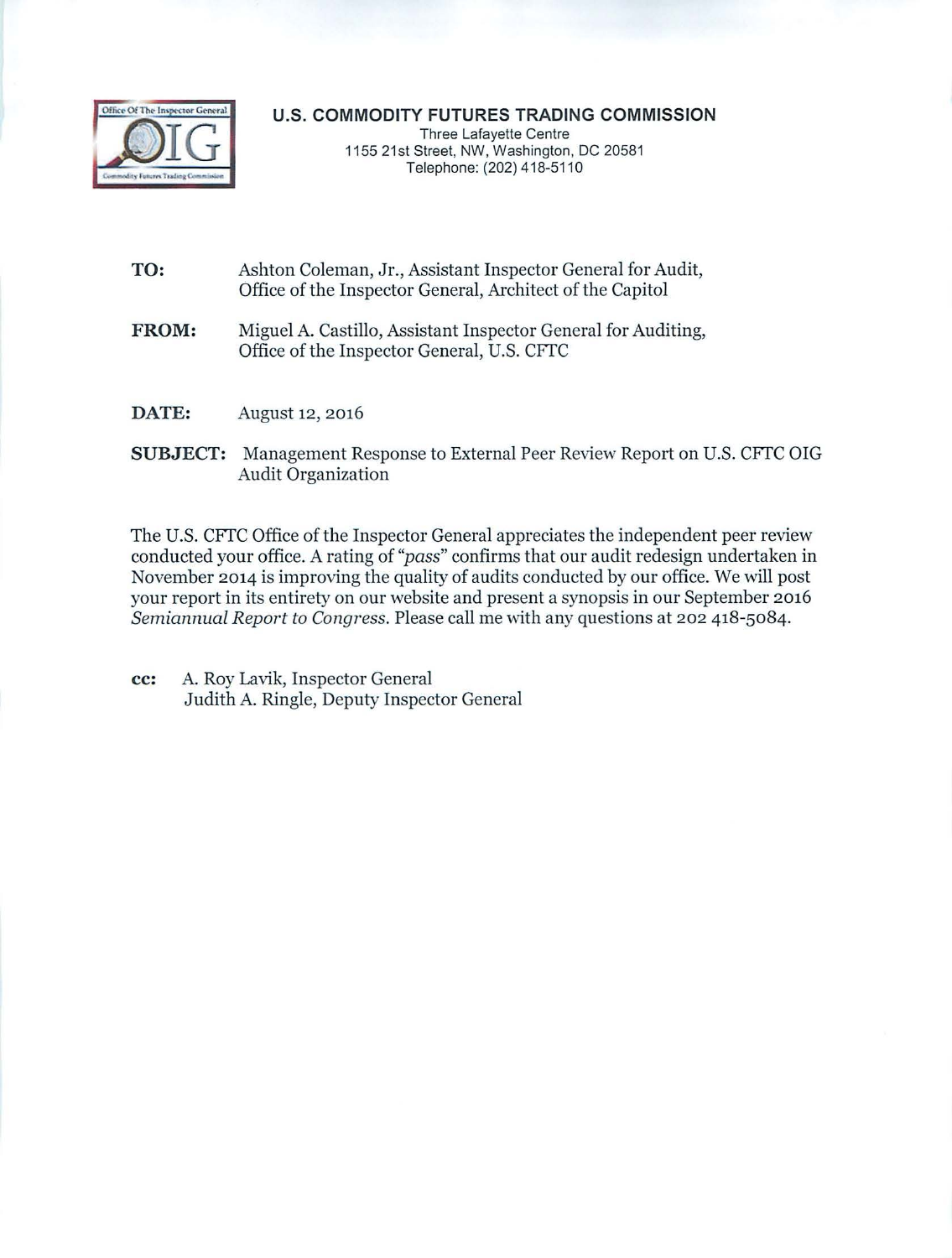**U.S. COMMODITY FUTURES TRADING COMMISSION**
Three Lafayette Centre
1155 21st Street, NW, Washington, DC 20581
Telephone: (202) 418-5110

**TO:** Ashton Coleman, Jr., Assistant Inspector General for Audit, Office of the Inspector General, Architect of the Capitol

**FROM:** Miguel A. Castillo, Assistant Inspector General for Auditing, Office of the Inspector General, U.S. CFTC

**DATE:** August 12, 2016

**SUBJECT:** Management Response to External Peer Review Report on U.S. CFTC OIG Audit Organization

The U.S. CFTC Office of the Inspector General appreciates the independent peer review conducted your office. A rating of "*pass*" confirms that our audit redesign undertaken in November 2014 is improving the quality of audits conducted by our office. We will post your report in its entirety on our website and present a synopsis in our September 2016 *Semiannual Report to Congress*. Please call me with any questions at 202 418-5084.

**cc:** A. Roy Lavik, Inspector General
Judith A. Ringle, Deputy Inspector General